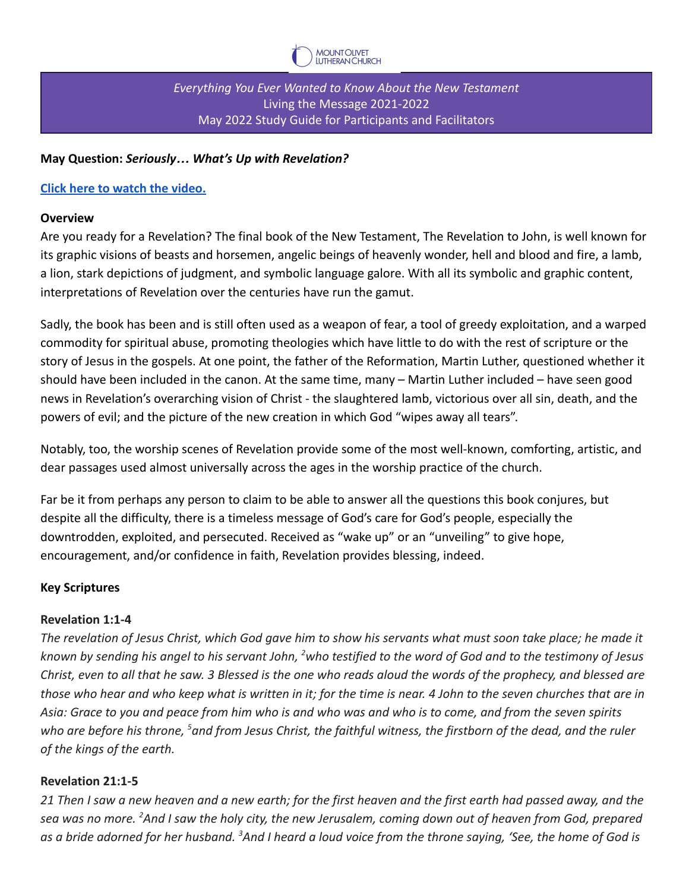MOUNT OLIVET LUTHERAN CHURCH

*Everything You Ever Wanted to Know About the New Testament*
Living the Message 2021-2022
May 2022 Study Guide for Participants and Facilitators

**May Question: *Seriously… What's Up with Revelation?***

**Click here to watch the video.**

**Overview**

Are you ready for a Revelation? The final book of the New Testament, The Revelation to John, is well known for its graphic visions of beasts and horsemen, angelic beings of heavenly wonder, hell and blood and fire, a lamb, a lion, stark depictions of judgment, and symbolic language galore. With all its symbolic and graphic content, interpretations of Revelation over the centuries have run the gamut.

Sadly, the book has been and is still often used as a weapon of fear, a tool of greedy exploitation, and a warped commodity for spiritual abuse, promoting theologies which have little to do with the rest of scripture or the story of Jesus in the gospels. At one point, the father of the Reformation, Martin Luther, questioned whether it should have been included in the canon. At the same time, many – Martin Luther included – have seen good news in Revelation's overarching vision of Christ - the slaughtered lamb, victorious over all sin, death, and the powers of evil; and the picture of the new creation in which God "wipes away all tears".

Notably, too, the worship scenes of Revelation provide some of the most well-known, comforting, artistic, and dear passages used almost universally across the ages in the worship practice of the church.

Far be it from perhaps any person to claim to be able to answer all the questions this book conjures, but despite all the difficulty, there is a timeless message of God's care for God's people, especially the downtrodden, exploited, and persecuted. Received as "wake up" or an "unveiling" to give hope, encouragement, and/or confidence in faith, Revelation provides blessing, indeed.

**Key Scriptures**

**Revelation 1:1-4**

*The revelation of Jesus Christ, which God gave him to show his servants what must soon take place; he made it known by sending his angel to his servant John, [2]who testified to the word of God and to the testimony of Jesus Christ, even to all that he saw. 3 Blessed is the one who reads aloud the words of the prophecy, and blessed are those who hear and who keep what is written in it; for the time is near. 4 John to the seven churches that are in Asia: Grace to you and peace from him who is and who was and who is to come, and from the seven spirits who are before his throne, [5]and from Jesus Christ, the faithful witness, the firstborn of the dead, and the ruler of the kings of the earth.*

**Revelation 21:1-5**

*21 Then I saw a new heaven and a new earth; for the first heaven and the first earth had passed away, and the sea was no more. [2]And I saw the holy city, the new Jerusalem, coming down out of heaven from God, prepared as a bride adorned for her husband. [3]And I heard a loud voice from the throne saying, 'See, the home of God is*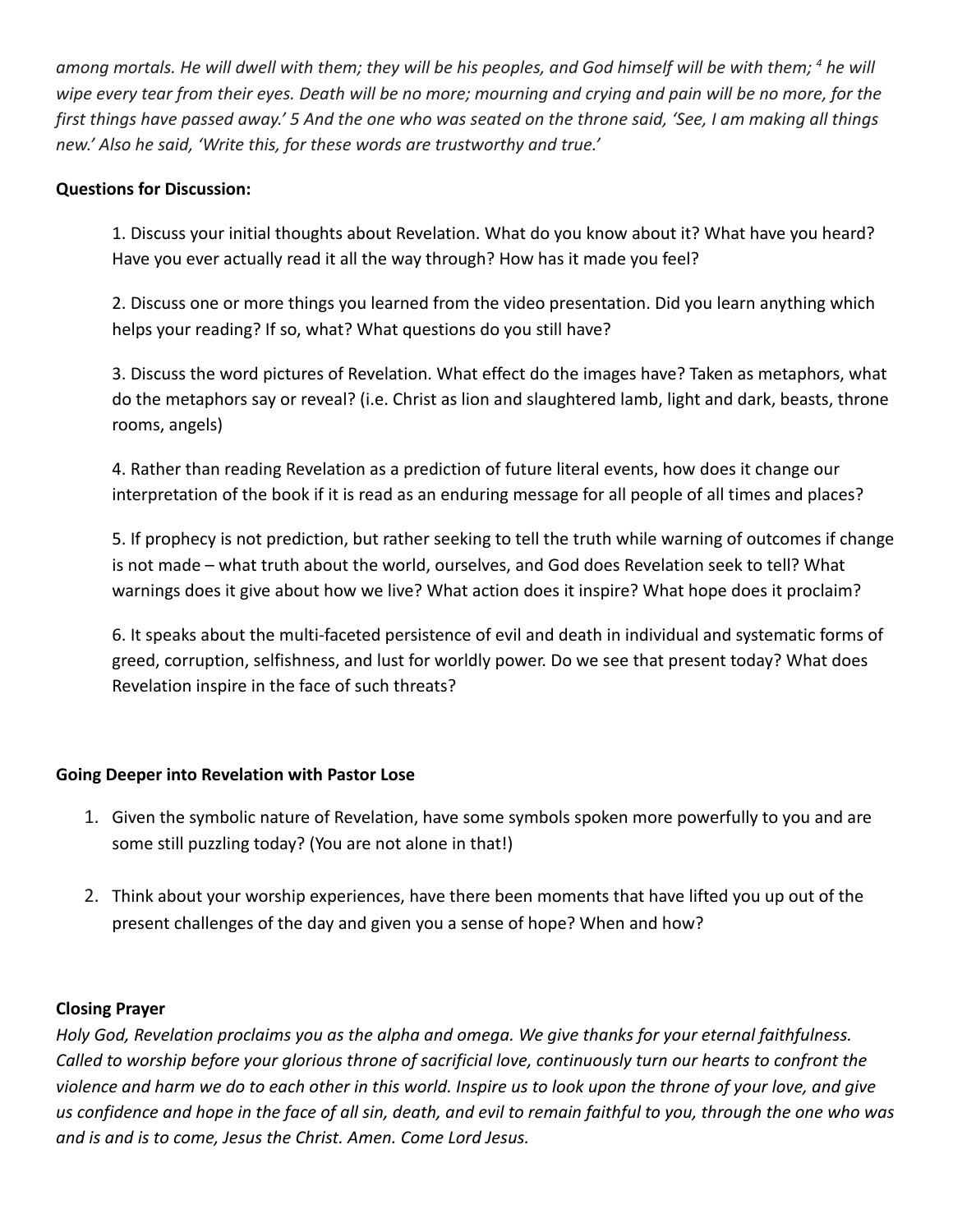*among mortals. He will dwell with them; they will be his peoples, and God himself will be with them; [4] he will wipe every tear from their eyes. Death will be no more; mourning and crying and pain will be no more, for the first things have passed away.' 5 And the one who was seated on the throne said, 'See, I am making all things new.' Also he said, 'Write this, for these words are trustworthy and true.'*

**Questions for Discussion:**

1. Discuss your initial thoughts about Revelation. What do you know about it? What have you heard? Have you ever actually read it all the way through? How has it made you feel?

2. Discuss one or more things you learned from the video presentation. Did you learn anything which helps your reading? If so, what? What questions do you still have?

3. Discuss the word pictures of Revelation. What effect do the images have? Taken as metaphors, what do the metaphors say or reveal? (i.e. Christ as lion and slaughtered lamb, light and dark, beasts, throne rooms, angels)

4. Rather than reading Revelation as a prediction of future literal events, how does it change our interpretation of the book if it is read as an enduring message for all people of all times and places?

5. If prophecy is not prediction, but rather seeking to tell the truth while warning of outcomes if change is not made – what truth about the world, ourselves, and God does Revelation seek to tell? What warnings does it give about how we live? What action does it inspire? What hope does it proclaim?

6. It speaks about the multi-faceted persistence of evil and death in individual and systematic forms of greed, corruption, selfishness, and lust for worldly power. Do we see that present today? What does Revelation inspire in the face of such threats?

**Going Deeper into Revelation with Pastor Lose**

1. Given the symbolic nature of Revelation, have some symbols spoken more powerfully to you and are some still puzzling today? (You are not alone in that!)

2. Think about your worship experiences, have there been moments that have lifted you up out of the present challenges of the day and given you a sense of hope? When and how?

**Closing Prayer**

*Holy God, Revelation proclaims you as the alpha and omega. We give thanks for your eternal faithfulness. Called to worship before your glorious throne of sacrificial love, continuously turn our hearts to confront the violence and harm we do to each other in this world. Inspire us to look upon the throne of your love, and give us confidence and hope in the face of all sin, death, and evil to remain faithful to you, through the one who was and is and is to come, Jesus the Christ. Amen. Come Lord Jesus.*